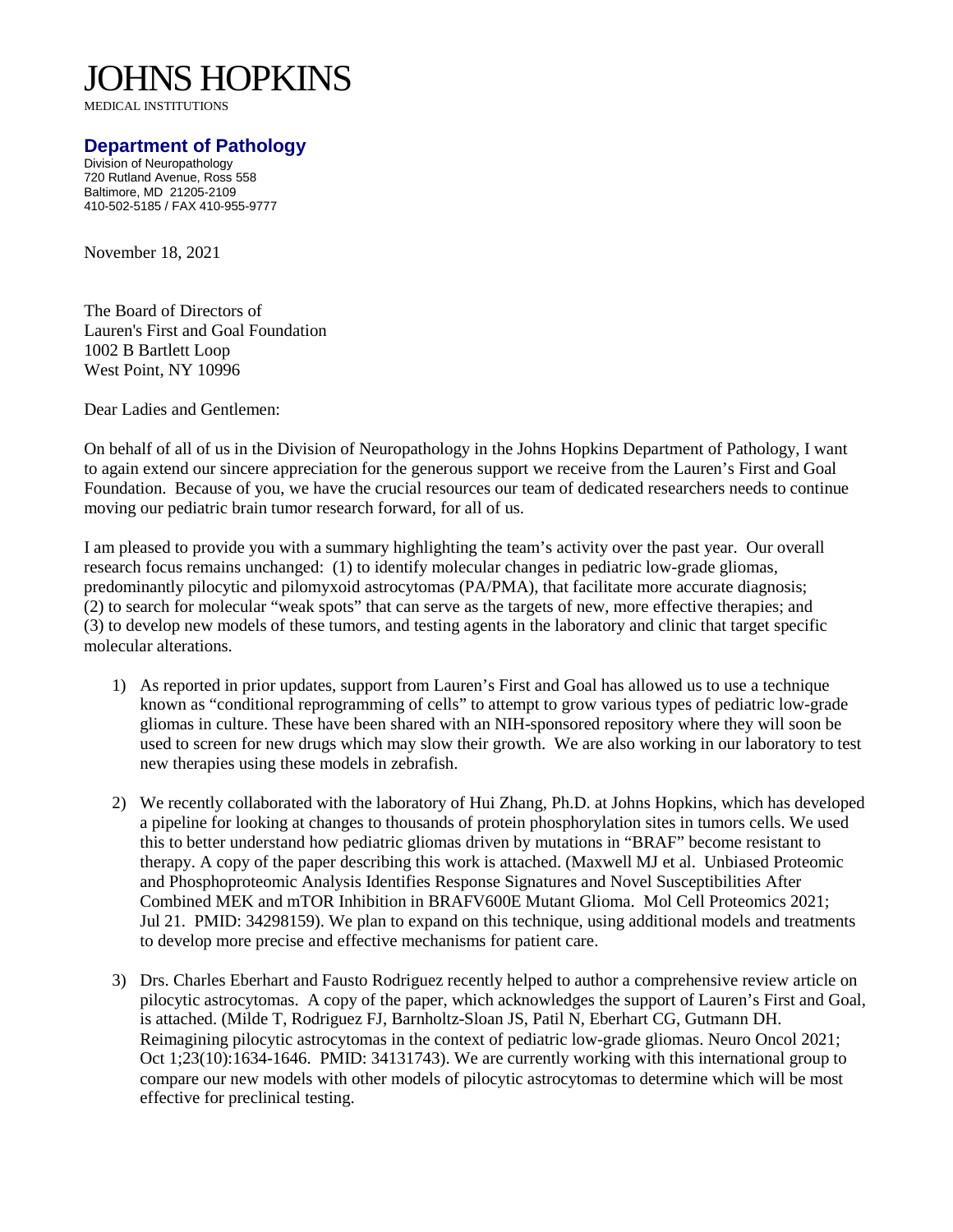# JOHNS HOPKINS

MEDICAL INSTITUTIONS

## Department of Pathology

Division of Neuropathology
720 Rutland Avenue, Ross 558
Baltimore, MD 21205-2109
410-502-5185 / FAX 410-955-9777

November 18, 2021

The Board of Directors of
Lauren's First and Goal Foundation
1002 B Bartlett Loop
West Point, NY 10996

Dear Ladies and Gentlemen:

On behalf of all of us in the Division of Neuropathology in the Johns Hopkins Department of Pathology, I want to again extend our sincere appreciation for the generous support we receive from the Lauren's First and Goal Foundation. Because of you, we have the crucial resources our team of dedicated researchers needs to continue moving our pediatric brain tumor research forward, for all of us.

I am pleased to provide you with a summary highlighting the team's activity over the past year. Our overall research focus remains unchanged: (1) to identify molecular changes in pediatric low-grade gliomas, predominantly pilocytic and pilomyxoid astrocytomas (PA/PMA), that facilitate more accurate diagnosis; (2) to search for molecular "weak spots" that can serve as the targets of new, more effective therapies; and (3) to develop new models of these tumors, and testing agents in the laboratory and clinic that target specific molecular alterations.

1) As reported in prior updates, support from Lauren's First and Goal has allowed us to use a technique known as "conditional reprogramming of cells" to attempt to grow various types of pediatric low-grade gliomas in culture. These have been shared with an NIH-sponsored repository where they will soon be used to screen for new drugs which may slow their growth. We are also working in our laboratory to test new therapies using these models in zebrafish.

2) We recently collaborated with the laboratory of Hui Zhang, Ph.D. at Johns Hopkins, which has developed a pipeline for looking at changes to thousands of protein phosphorylation sites in tumors cells. We used this to better understand how pediatric gliomas driven by mutations in "BRAF" become resistant to therapy. A copy of the paper describing this work is attached. (Maxwell MJ et al. Unbiased Proteomic and Phosphoproteomic Analysis Identifies Response Signatures and Novel Susceptibilities After Combined MEK and mTOR Inhibition in BRAFV600E Mutant Glioma. Mol Cell Proteomics 2021; Jul 21. PMID: 34298159). We plan to expand on this technique, using additional models and treatments to develop more precise and effective mechanisms for patient care.

3) Drs. Charles Eberhart and Fausto Rodriguez recently helped to author a comprehensive review article on pilocytic astrocytomas. A copy of the paper, which acknowledges the support of Lauren's First and Goal, is attached. (Milde T, Rodriguez FJ, Barnholtz-Sloan JS, Patil N, Eberhart CG, Gutmann DH. Reimagining pilocytic astrocytomas in the context of pediatric low-grade gliomas. Neuro Oncol 2021; Oct 1;23(10):1634-1646. PMID: 34131743). We are currently working with this international group to compare our new models with other models of pilocytic astrocytomas to determine which will be most effective for preclinical testing.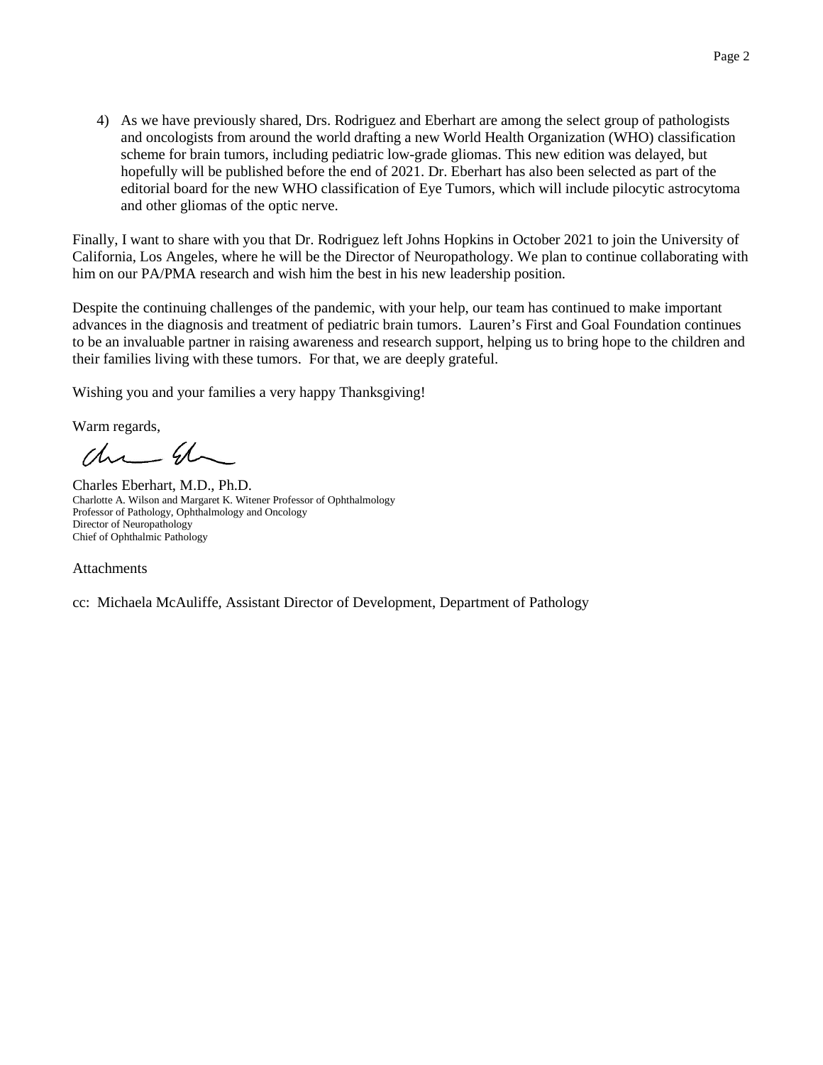4) As we have previously shared, Drs. Rodriguez and Eberhart are among the select group of pathologists and oncologists from around the world drafting a new World Health Organization (WHO) classification scheme for brain tumors, including pediatric low-grade gliomas. This new edition was delayed, but hopefully will be published before the end of 2021. Dr. Eberhart has also been selected as part of the editorial board for the new WHO classification of Eye Tumors, which will include pilocytic astrocytoma and other gliomas of the optic nerve.

Finally, I want to share with you that Dr. Rodriguez left Johns Hopkins in October 2021 to join the University of California, Los Angeles, where he will be the Director of Neuropathology. We plan to continue collaborating with him on our PA/PMA research and wish him the best in his new leadership position.

Despite the continuing challenges of the pandemic, with your help, our team has continued to make important advances in the diagnosis and treatment of pediatric brain tumors. Lauren's First and Goal Foundation continues to be an invaluable partner in raising awareness and research support, helping us to bring hope to the children and their families living with these tumors. For that, we are deeply grateful.

Wishing you and your families a very happy Thanksgiving!

Warm regards,

Charles Eberhart, M.D., Ph.D.
Charlotte A. Wilson and Margaret K. Witener Professor of Ophthalmology
Professor of Pathology, Ophthalmology and Oncology
Director of Neuropathology
Chief of Ophthalmic Pathology

Attachments

cc: Michaela McAuliffe, Assistant Director of Development, Department of Pathology